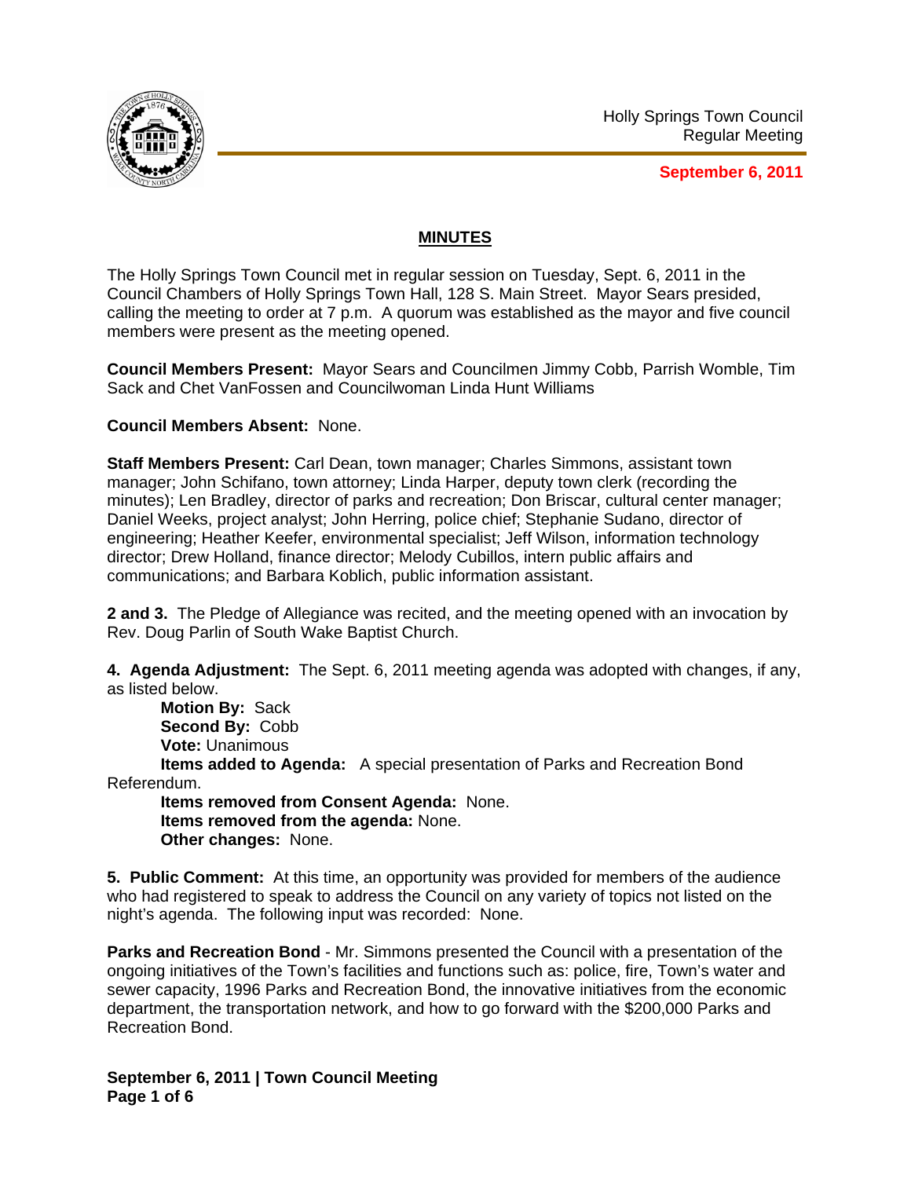Holly Springs Town Council
Regular Meeting

**September 6, 2011**

## MINUTES

The Holly Springs Town Council met in regular session on Tuesday, Sept. 6, 2011 in the Council Chambers of Holly Springs Town Hall, 128 S. Main Street. Mayor Sears presided, calling the meeting to order at 7 p.m. A quorum was established as the mayor and five council members were present as the meeting opened.

**Council Members Present:** Mayor Sears and Councilmen Jimmy Cobb, Parrish Womble, Tim Sack and Chet VanFossen and Councilwoman Linda Hunt Williams

**Council Members Absent:** None.

**Staff Members Present:** Carl Dean, town manager; Charles Simmons, assistant town manager; John Schifano, town attorney; Linda Harper, deputy town clerk (recording the minutes); Len Bradley, director of parks and recreation; Don Briscar, cultural center manager; Daniel Weeks, project analyst; John Herring, police chief; Stephanie Sudano, director of engineering; Heather Keefer, environmental specialist; Jeff Wilson, information technology director; Drew Holland, finance director; Melody Cubillos, intern public affairs and communications; and Barbara Koblich, public information assistant.

**2 and 3.** The Pledge of Allegiance was recited, and the meeting opened with an invocation by Rev. Doug Parlin of South Wake Baptist Church.

**4. Agenda Adjustment:** The Sept. 6, 2011 meeting agenda was adopted with changes, if any, as listed below.

**Motion By:** Sack
**Second By:** Cobb
**Vote:** Unanimous
**Items added to Agenda:** A special presentation of Parks and Recreation Bond Referendum.
**Items removed from Consent Agenda:** None.
**Items removed from the agenda:** None.
**Other changes:** None.

**5. Public Comment:** At this time, an opportunity was provided for members of the audience who had registered to speak to address the Council on any variety of topics not listed on the night's agenda. The following input was recorded: None.

**Parks and Recreation Bond** - Mr. Simmons presented the Council with a presentation of the ongoing initiatives of the Town's facilities and functions such as: police, fire, Town's water and sewer capacity, 1996 Parks and Recreation Bond, the innovative initiatives from the economic department, the transportation network, and how to go forward with the $200,000 Parks and Recreation Bond.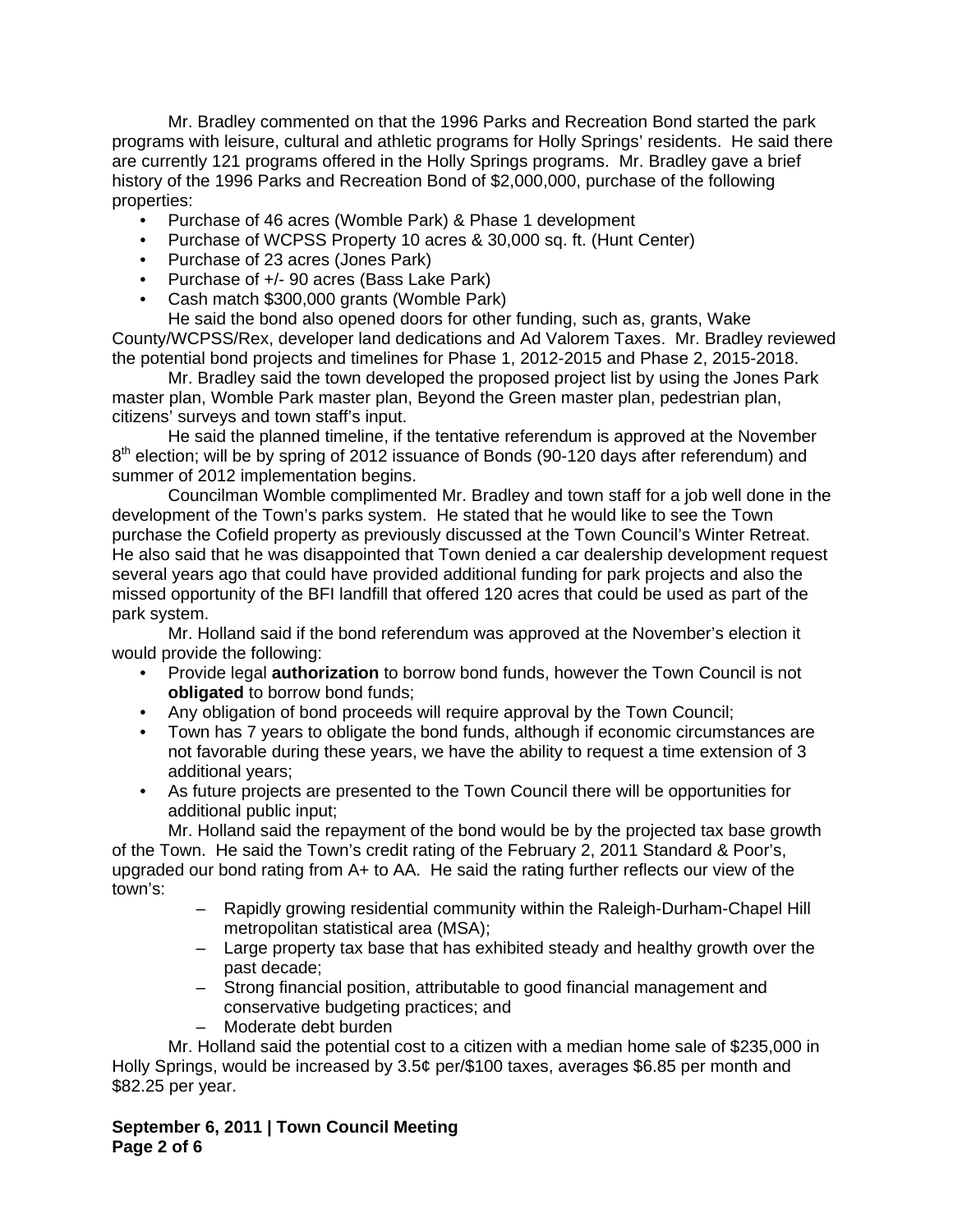Mr. Bradley commented on that the 1996 Parks and Recreation Bond started the park programs with leisure, cultural and athletic programs for Holly Springs' residents. He said there are currently 121 programs offered in the Holly Springs programs. Mr. Bradley gave a brief history of the 1996 Parks and Recreation Bond of $2,000,000, purchase of the following properties:

- Purchase of 46 acres (Womble Park) & Phase 1 development
- Purchase of WCPSS Property 10 acres & 30,000 sq. ft. (Hunt Center)
- Purchase of 23 acres (Jones Park)
- Purchase of +/- 90 acres (Bass Lake Park)
- Cash match $300,000 grants (Womble Park)

He said the bond also opened doors for other funding, such as, grants, Wake County/WCPSS/Rex, developer land dedications and Ad Valorem Taxes. Mr. Bradley reviewed the potential bond projects and timelines for Phase 1, 2012-2015 and Phase 2, 2015-2018.

Mr. Bradley said the town developed the proposed project list by using the Jones Park master plan, Womble Park master plan, Beyond the Green master plan, pedestrian plan, citizens' surveys and town staff's input.

He said the planned timeline, if the tentative referendum is approved at the November 8th election; will be by spring of 2012 issuance of Bonds (90-120 days after referendum) and summer of 2012 implementation begins.

Councilman Womble complimented Mr. Bradley and town staff for a job well done in the development of the Town's parks system. He stated that he would like to see the Town purchase the Cofield property as previously discussed at the Town Council's Winter Retreat. He also said that he was disappointed that Town denied a car dealership development request several years ago that could have provided additional funding for park projects and also the missed opportunity of the BFI landfill that offered 120 acres that could be used as part of the park system.

Mr. Holland said if the bond referendum was approved at the November's election it would provide the following:

- Provide legal **authorization** to borrow bond funds, however the Town Council is not **obligated** to borrow bond funds;
- Any obligation of bond proceeds will require approval by the Town Council;
- Town has 7 years to obligate the bond funds, although if economic circumstances are not favorable during these years, we have the ability to request a time extension of 3 additional years;
- As future projects are presented to the Town Council there will be opportunities for additional public input;

Mr. Holland said the repayment of the bond would be by the projected tax base growth of the Town. He said the Town's credit rating of the February 2, 2011 Standard & Poor's, upgraded our bond rating from A+ to AA. He said the rating further reflects our view of the town's:

- – Rapidly growing residential community within the Raleigh-Durham-Chapel Hill metropolitan statistical area (MSA);
- – Large property tax base that has exhibited steady and healthy growth over the past decade;
- – Strong financial position, attributable to good financial management and conservative budgeting practices; and
- – Moderate debt burden

Mr. Holland said the potential cost to a citizen with a median home sale of $235,000 in Holly Springs, would be increased by 3.5¢ per/$100 taxes, averages $6.85 per month and $82.25 per year.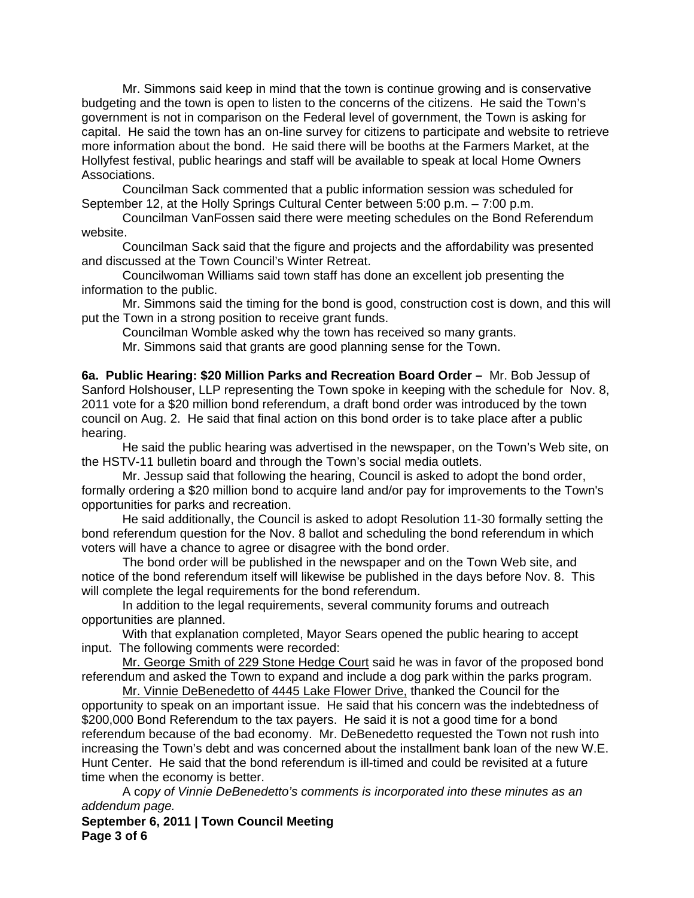Mr. Simmons said keep in mind that the town is continue growing and is conservative budgeting and the town is open to listen to the concerns of the citizens. He said the Town's government is not in comparison on the Federal level of government, the Town is asking for capital. He said the town has an on-line survey for citizens to participate and website to retrieve more information about the bond. He said there will be booths at the Farmers Market, at the Hollyfest festival, public hearings and staff will be available to speak at local Home Owners Associations.

Councilman Sack commented that a public information session was scheduled for September 12, at the Holly Springs Cultural Center between 5:00 p.m. – 7:00 p.m.

Councilman VanFossen said there were meeting schedules on the Bond Referendum website.

Councilman Sack said that the figure and projects and the affordability was presented and discussed at the Town Council's Winter Retreat.

Councilwoman Williams said town staff has done an excellent job presenting the information to the public.

Mr. Simmons said the timing for the bond is good, construction cost is down, and this will put the Town in a strong position to receive grant funds.

Councilman Womble asked why the town has received so many grants.

Mr. Simmons said that grants are good planning sense for the Town.

**6a. Public Hearing: $20 Million Parks and Recreation Board Order –** Mr. Bob Jessup of Sanford Holshouser, LLP representing the Town spoke in keeping with the schedule for Nov. 8, 2011 vote for a $20 million bond referendum, a draft bond order was introduced by the town council on Aug. 2. He said that final action on this bond order is to take place after a public hearing.

He said the public hearing was advertised in the newspaper, on the Town's Web site, on the HSTV-11 bulletin board and through the Town's social media outlets.

Mr. Jessup said that following the hearing, Council is asked to adopt the bond order, formally ordering a $20 million bond to acquire land and/or pay for improvements to the Town's opportunities for parks and recreation.

He said additionally, the Council is asked to adopt Resolution 11-30 formally setting the bond referendum question for the Nov. 8 ballot and scheduling the bond referendum in which voters will have a chance to agree or disagree with the bond order.

The bond order will be published in the newspaper and on the Town Web site, and notice of the bond referendum itself will likewise be published in the days before Nov. 8. This will complete the legal requirements for the bond referendum.

In addition to the legal requirements, several community forums and outreach opportunities are planned.

With that explanation completed, Mayor Sears opened the public hearing to accept input. The following comments were recorded:

Mr. George Smith of 229 Stone Hedge Court said he was in favor of the proposed bond referendum and asked the Town to expand and include a dog park within the parks program.

Mr. Vinnie DeBenedetto of 4445 Lake Flower Drive, thanked the Council for the opportunity to speak on an important issue. He said that his concern was the indebtedness of $200,000 Bond Referendum to the tax payers. He said it is not a good time for a bond referendum because of the bad economy. Mr. DeBenedetto requested the Town not rush into increasing the Town's debt and was concerned about the installment bank loan of the new W.E. Hunt Center. He said that the bond referendum is ill-timed and could be revisited at a future time when the economy is better.

A c*opy of Vinnie DeBenedetto's comments is incorporated into these minutes as an addendum page.*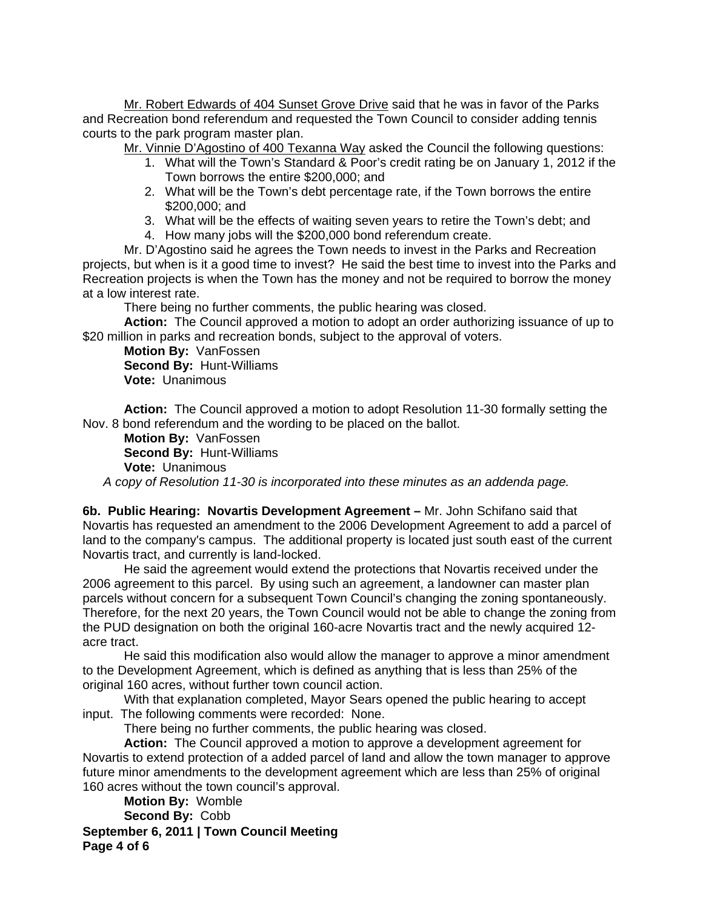Mr. Robert Edwards of 404 Sunset Grove Drive said that he was in favor of the Parks and Recreation bond referendum and requested the Town Council to consider adding tennis courts to the park program master plan.

Mr. Vinnie D'Agostino of 400 Texanna Way asked the Council the following questions:

1. What will the Town's Standard & Poor's credit rating be on January 1, 2012 if the Town borrows the entire $200,000; and
2. What will be the Town's debt percentage rate, if the Town borrows the entire $200,000; and
3. What will be the effects of waiting seven years to retire the Town's debt; and
4. How many jobs will the $200,000 bond referendum create.

Mr. D'Agostino said he agrees the Town needs to invest in the Parks and Recreation projects, but when is it a good time to invest? He said the best time to invest into the Parks and Recreation projects is when the Town has the money and not be required to borrow the money at a low interest rate.

There being no further comments, the public hearing was closed.

**Action:** The Council approved a motion to adopt an order authorizing issuance of up to $20 million in parks and recreation bonds, subject to the approval of voters.

**Motion By:** VanFossen
**Second By:** Hunt-Williams
**Vote:** Unanimous

**Action:** The Council approved a motion to adopt Resolution 11-30 formally setting the Nov. 8 bond referendum and the wording to be placed on the ballot.

**Motion By:** VanFossen
**Second By:** Hunt-Williams
**Vote:** Unanimous

*A copy of Resolution 11-30 is incorporated into these minutes as an addenda page.*

**6b. Public Hearing: Novartis Development Agreement –** Mr. John Schifano said that Novartis has requested an amendment to the 2006 Development Agreement to add a parcel of land to the company's campus. The additional property is located just south east of the current Novartis tract, and currently is land-locked.

He said the agreement would extend the protections that Novartis received under the 2006 agreement to this parcel. By using such an agreement, a landowner can master plan parcels without concern for a subsequent Town Council's changing the zoning spontaneously. Therefore, for the next 20 years, the Town Council would not be able to change the zoning from the PUD designation on both the original 160-acre Novartis tract and the newly acquired 12-acre tract.

He said this modification also would allow the manager to approve a minor amendment to the Development Agreement, which is defined as anything that is less than 25% of the original 160 acres, without further town council action.

With that explanation completed, Mayor Sears opened the public hearing to accept input. The following comments were recorded: None.

There being no further comments, the public hearing was closed.

**Action:** The Council approved a motion to approve a development agreement for Novartis to extend protection of a added parcel of land and allow the town manager to approve future minor amendments to the development agreement which are less than 25% of original 160 acres without the town council's approval.

**Motion By:** Womble
**Second By:** Cobb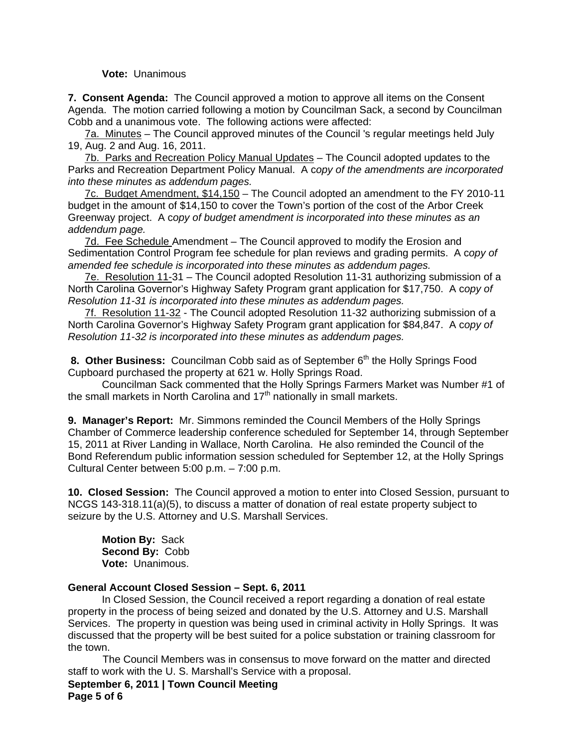**Vote:** Unanimous

**7. Consent Agenda:** The Council approved a motion to approve all items on the Consent Agenda. The motion carried following a motion by Councilman Sack, a second by Councilman Cobb and a unanimous vote. The following actions were affected:

7a. Minutes – The Council approved minutes of the Council 's regular meetings held July 19, Aug. 2 and Aug. 16, 2011.

7b. Parks and Recreation Policy Manual Updates – The Council adopted updates to the Parks and Recreation Department Policy Manual. A c*opy of the amendments are incorporated into these minutes as addendum pages.*

7c. Budget Amendment, $14,150 – The Council adopted an amendment to the FY 2010-11 budget in the amount of $14,150 to cover the Town's portion of the cost of the Arbor Creek Greenway project. A c*opy of budget amendment is incorporated into these minutes as an addendum page.*

7d. Fee Schedule Amendment – The Council approved to modify the Erosion and Sedimentation Control Program fee schedule for plan reviews and grading permits. A c*opy of amended fee schedule is incorporated into these minutes as addendum pages.*

7e. Resolution 11-31 – The Council adopted Resolution 11-31 authorizing submission of a North Carolina Governor's Highway Safety Program grant application for $17,750. A c*opy of Resolution 11-31 is incorporated into these minutes as addendum pages.*

7f. Resolution 11-32 - The Council adopted Resolution 11-32 authorizing submission of a North Carolina Governor's Highway Safety Program grant application for $84,847. A c*opy of Resolution 11-32 is incorporated into these minutes as addendum pages.*

**8. Other Business:** Councilman Cobb said as of September 6th the Holly Springs Food Cupboard purchased the property at 621 w. Holly Springs Road.

Councilman Sack commented that the Holly Springs Farmers Market was Number #1 of the small markets in North Carolina and 17th nationally in small markets.

**9. Manager's Report:** Mr. Simmons reminded the Council Members of the Holly Springs Chamber of Commerce leadership conference scheduled for September 14, through September 15, 2011 at River Landing in Wallace, North Carolina. He also reminded the Council of the Bond Referendum public information session scheduled for September 12, at the Holly Springs Cultural Center between 5:00 p.m. – 7:00 p.m.

**10. Closed Session:** The Council approved a motion to enter into Closed Session, pursuant to NCGS 143-318.11(a)(5), to discuss a matter of donation of real estate property subject to seizure by the U.S. Attorney and U.S. Marshall Services.

**Motion By:** Sack
**Second By:** Cobb
**Vote:** Unanimous.

**General Account Closed Session – Sept. 6, 2011**

In Closed Session, the Council received a report regarding a donation of real estate property in the process of being seized and donated by the U.S. Attorney and U.S. Marshall Services. The property in question was being used in criminal activity in Holly Springs. It was discussed that the property will be best suited for a police substation or training classroom for the town.

The Council Members was in consensus to move forward on the matter and directed staff to work with the U. S. Marshall's Service with a proposal.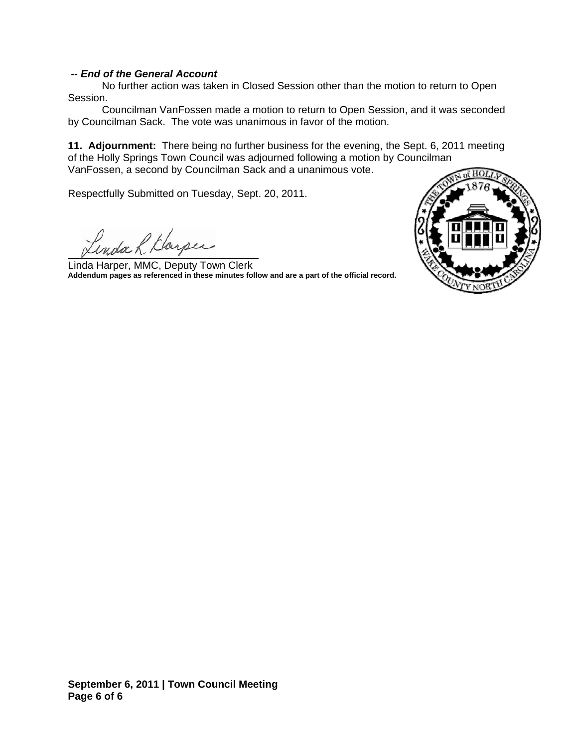***-- End of the General Account***

No further action was taken in Closed Session other than the motion to return to Open Session.

Councilman VanFossen made a motion to return to Open Session, and it was seconded by Councilman Sack. The vote was unanimous in favor of the motion.

**11. Adjournment:** There being no further business for the evening, the Sept. 6, 2011 meeting of the Holly Springs Town Council was adjourned following a motion by Councilman VanFossen, a second by Councilman Sack and a unanimous vote.

Respectfully Submitted on Tuesday, Sept. 20, 2011.

\_\_\_\_\_\_\_\_\_\_\_\_\_\_\_\_\_\_\_\_\_\_\_\_\_\_\_\_\_\_\_\_

Linda Harper, MMC, Deputy Town Clerk

**Addendum pages as referenced in these minutes follow and are a part of the official record.**